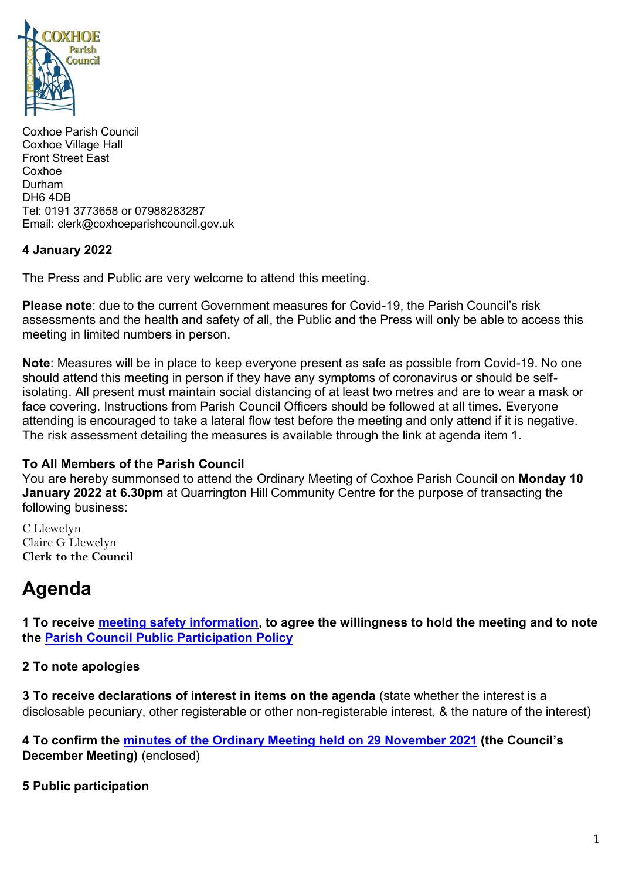Coxhoe Parish Council
Coxhoe Village Hall
Front Street East
Coxhoe
Durham
DH6 4DB
Tel: 0191 3773658 or 07988283287
Email: clerk@coxhoeparishcouncil.gov.uk

**4 January 2022**

The Press and Public are very welcome to attend this meeting.

**Please note**: due to the current Government measures for Covid-19, the Parish Council's risk assessments and the health and safety of all, the Public and the Press will only be able to access this meeting in limited numbers in person.

**Note**: Measures will be in place to keep everyone present as safe as possible from Covid-19. No one should attend this meeting in person if they have any symptoms of coronavirus or should be self-isolating. All present must maintain social distancing of at least two metres and are to wear a mask or face covering. Instructions from Parish Council Officers should be followed at all times. Everyone attending is encouraged to take a lateral flow test before the meeting and only attend if it is negative. The risk assessment detailing the measures is available through the link at agenda item 1.

**To All Members of the Parish Council**
You are hereby summonsed to attend the Ordinary Meeting of Coxhoe Parish Council on **Monday 10 January 2022 at 6.30pm** at Quarrington Hill Community Centre for the purpose of transacting the following business:

C Llewelyn
Claire G Llewelyn
**Clerk to the Council**

# Agenda

**1 To receive meeting safety information, to agree the willingness to hold the meeting and to note the Parish Council Public Participation Policy**

**2 To note apologies**

**3 To receive declarations of interest in items on the agenda** (state whether the interest is a disclosable pecuniary, other registerable or other non-registerable interest, & the nature of the interest)

**4 To confirm the minutes of the Ordinary Meeting held on 29 November 2021 (the Council's December Meeting)** (enclosed)

**5 Public participation**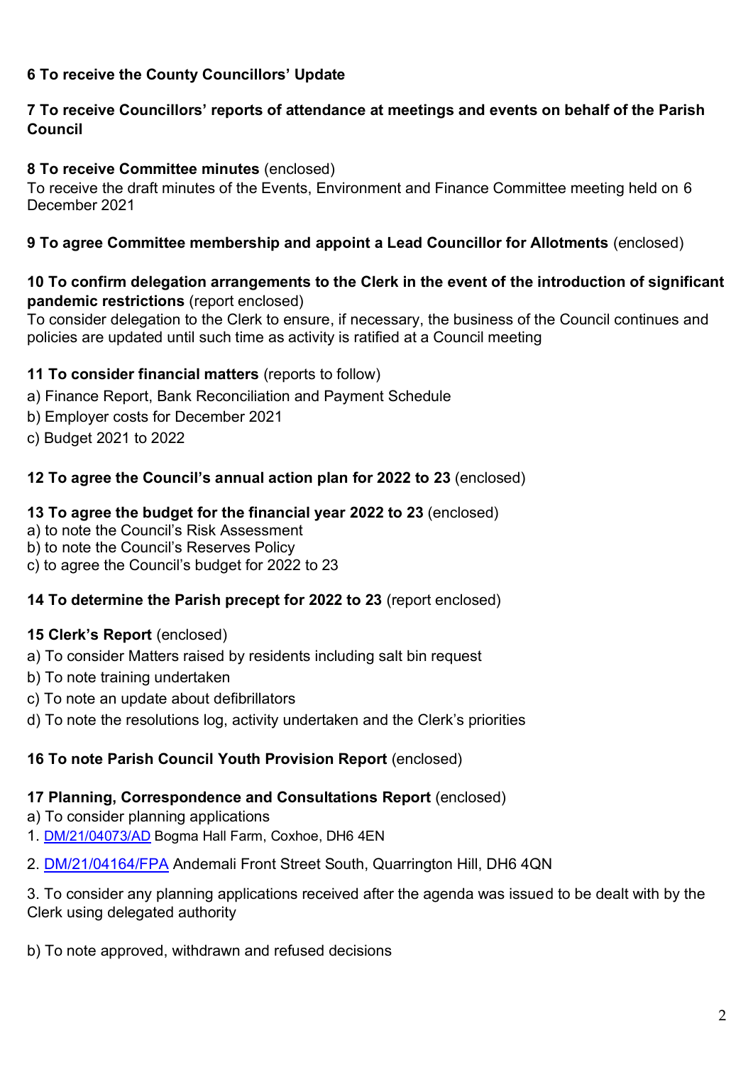**6 To receive the County Councillors' Update**

**7 To receive Councillors' reports of attendance at meetings and events on behalf of the Parish Council**

**8 To receive Committee minutes** (enclosed)
To receive the draft minutes of the Events, Environment and Finance Committee meeting held on 6 December 2021

**9 To agree Committee membership and appoint a Lead Councillor for Allotments** (enclosed)

**10 To confirm delegation arrangements to the Clerk in the event of the introduction of significant pandemic restrictions** (report enclosed)
To consider delegation to the Clerk to ensure, if necessary, the business of the Council continues and policies are updated until such time as activity is ratified at a Council meeting

**11 To consider financial matters** (reports to follow)

a) Finance Report, Bank Reconciliation and Payment Schedule
b) Employer costs for December 2021
c) Budget 2021 to 2022

**12 To agree the Council's annual action plan for 2022 to 23** (enclosed)

**13 To agree the budget for the financial year 2022 to 23** (enclosed)
a) to note the Council's Risk Assessment
b) to note the Council's Reserves Policy
c) to agree the Council's budget for 2022 to 23

**14 To determine the Parish precept for 2022 to 23** (report enclosed)

**15 Clerk's Report** (enclosed)

a) To consider Matters raised by residents including salt bin request
b) To note training undertaken
c) To note an update about defibrillators
d) To note the resolutions log, activity undertaken and the Clerk's priorities

**16 To note Parish Council Youth Provision Report** (enclosed)

**17 Planning, Correspondence and Consultations Report** (enclosed)

a) To consider planning applications

1. DM/21/04073/AD Bogma Hall Farm, Coxhoe, DH6 4EN
2. DM/21/04164/FPA Andemali Front Street South, Quarrington Hill, DH6 4QN
3. To consider any planning applications received after the agenda was issued to be dealt with by the Clerk using delegated authority

b) To note approved, withdrawn and refused decisions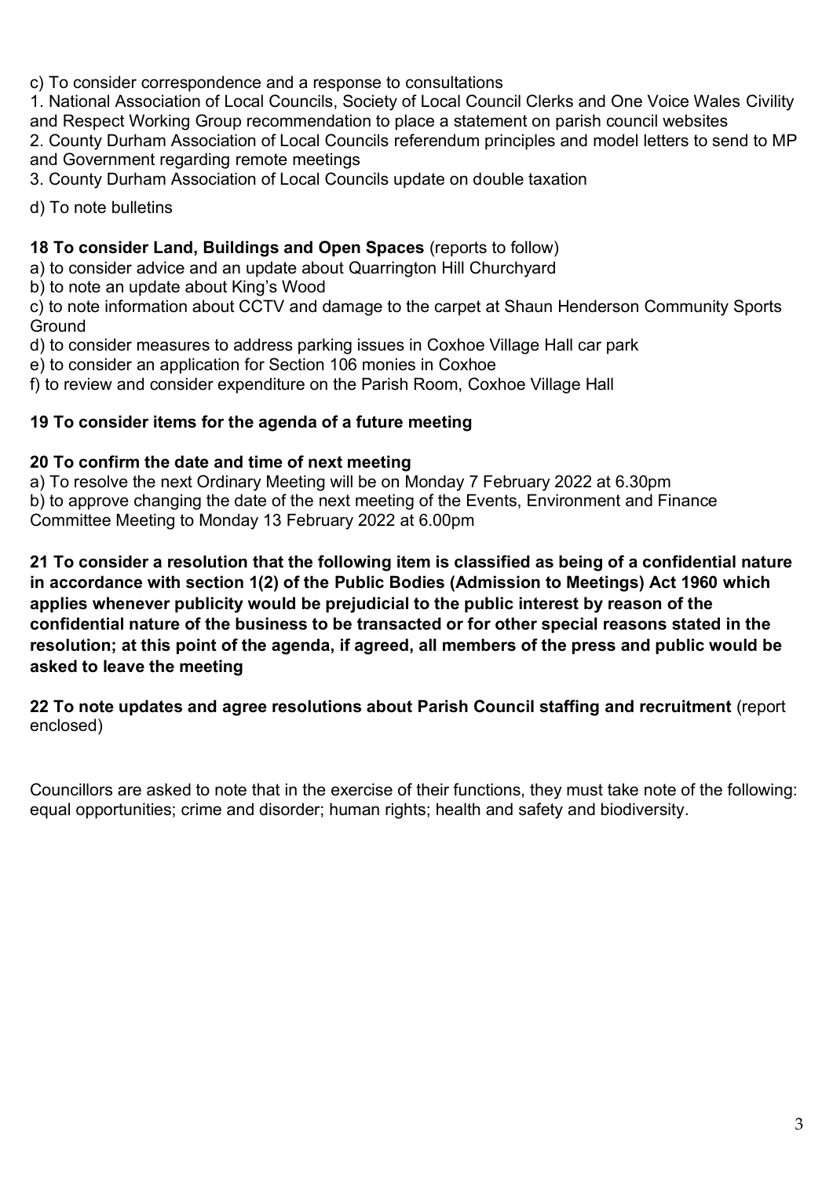c) To consider correspondence and a response to consultations

1. National Association of Local Councils, Society of Local Council Clerks and One Voice Wales Civility and Respect Working Group recommendation to place a statement on parish council websites
2. County Durham Association of Local Councils referendum principles and model letters to send to MP and Government regarding remote meetings
3. County Durham Association of Local Councils update on double taxation

d) To note bulletins

**18 To consider Land, Buildings and Open Spaces** (reports to follow)

a) to consider advice and an update about Quarrington Hill Churchyard
b) to note an update about King's Wood
c) to note information about CCTV and damage to the carpet at Shaun Henderson Community Sports Ground
d) to consider measures to address parking issues in Coxhoe Village Hall car park
e) to consider an application for Section 106 monies in Coxhoe
f) to review and consider expenditure on the Parish Room, Coxhoe Village Hall

**19 To consider items for the agenda of a future meeting**

**20 To confirm the date and time of next meeting**

a) To resolve the next Ordinary Meeting will be on Monday 7 February 2022 at 6.30pm
b) to approve changing the date of the next meeting of the Events, Environment and Finance Committee Meeting to Monday 13 February 2022 at 6.00pm

**21 To consider a resolution that the following item is classified as being of a confidential nature in accordance with section 1(2) of the Public Bodies (Admission to Meetings) Act 1960 which applies whenever publicity would be prejudicial to the public interest by reason of the confidential nature of the business to be transacted or for other special reasons stated in the resolution; at this point of the agenda, if agreed, all members of the press and public would be asked to leave the meeting**

**22 To note updates and agree resolutions about Parish Council staffing and recruitment** (report enclosed)

Councillors are asked to note that in the exercise of their functions, they must take note of the following: equal opportunities; crime and disorder; human rights; health and safety and biodiversity.